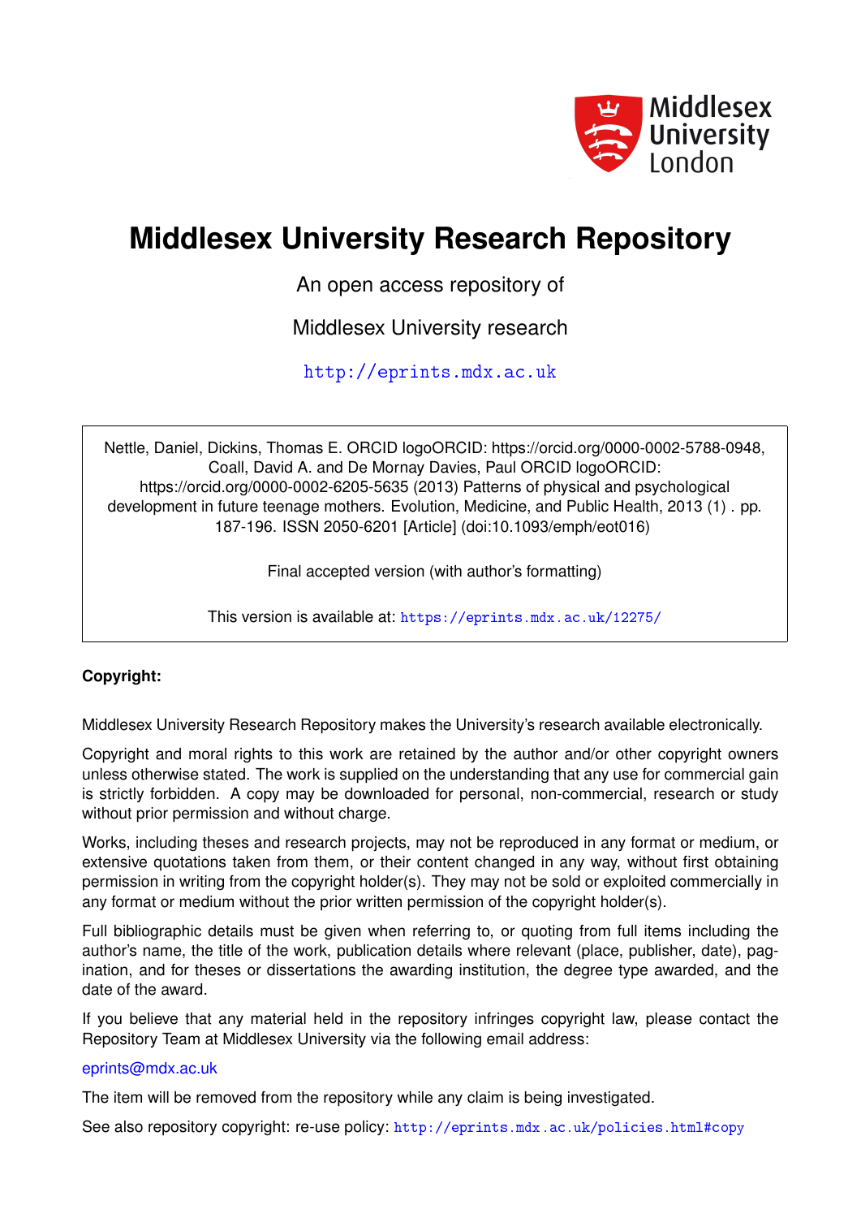# Middlesex University Research Repository

An open access repository of

Middlesex University research

http://eprints.mdx.ac.uk

Nettle, Daniel, Dickins, Thomas E. ORCID logoORCID: https://orcid.org/0000-0002-5788-0948, Coall, David A. and De Mornay Davies, Paul ORCID logoORCID: https://orcid.org/0000-0002-6205-5635 (2013) Patterns of physical and psychological development in future teenage mothers. Evolution, Medicine, and Public Health, 2013 (1) . pp. 187-196. ISSN 2050-6201 [Article] (doi:10.1093/emph/eot016)

Final accepted version (with author's formatting)

This version is available at: https://eprints.mdx.ac.uk/12275/

**Copyright:**

Middlesex University Research Repository makes the University's research available electronically.

Copyright and moral rights to this work are retained by the author and/or other copyright owners unless otherwise stated. The work is supplied on the understanding that any use for commercial gain is strictly forbidden. A copy may be downloaded for personal, non-commercial, research or study without prior permission and without charge.

Works, including theses and research projects, may not be reproduced in any format or medium, or extensive quotations taken from them, or their content changed in any way, without first obtaining permission in writing from the copyright holder(s). They may not be sold or exploited commercially in any format or medium without the prior written permission of the copyright holder(s).

Full bibliographic details must be given when referring to, or quoting from full items including the author's name, the title of the work, publication details where relevant (place, publisher, date), pagination, and for theses or dissertations the awarding institution, the degree type awarded, and the date of the award.

If you believe that any material held in the repository infringes copyright law, please contact the Repository Team at Middlesex University via the following email address:

eprints@mdx.ac.uk

The item will be removed from the repository while any claim is being investigated.

See also repository copyright: re-use policy: http://eprints.mdx.ac.uk/policies.html#copy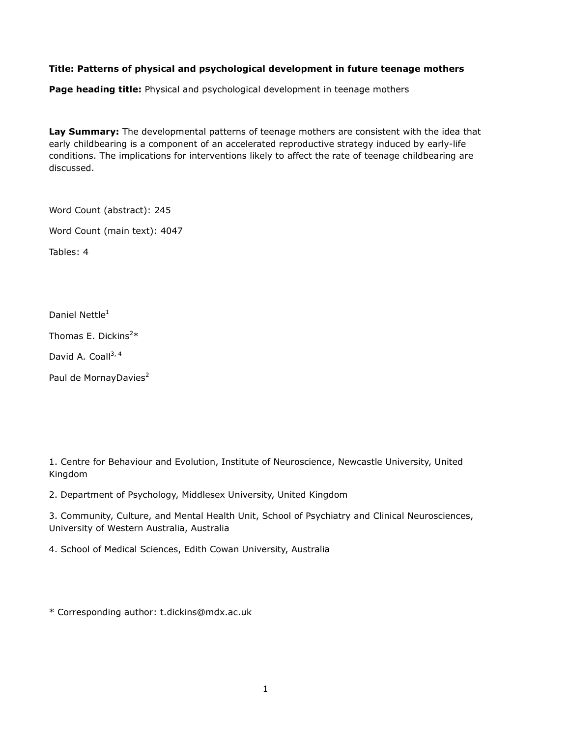**Title: Patterns of physical and psychological development in future teenage mothers**

**Page heading title:** Physical and psychological development in teenage mothers

**Lay Summary:** The developmental patterns of teenage mothers are consistent with the idea that early childbearing is a component of an accelerated reproductive strategy induced by early-life conditions. The implications for interventions likely to affect the rate of teenage childbearing are discussed.

Word Count (abstract): 245

Word Count (main text): 4047

Tables: 4

Daniel Nettle[1]

Thomas E. Dickins[2]*

David A. Coall[3, 4]

Paul de MornayDavies[2]

1. Centre for Behaviour and Evolution, Institute of Neuroscience, Newcastle University, United Kingdom
2. Department of Psychology, Middlesex University, United Kingdom
3. Community, Culture, and Mental Health Unit, School of Psychiatry and Clinical Neurosciences, University of Western Australia, Australia
4. School of Medical Sciences, Edith Cowan University, Australia

\* Corresponding author: t.dickins@mdx.ac.uk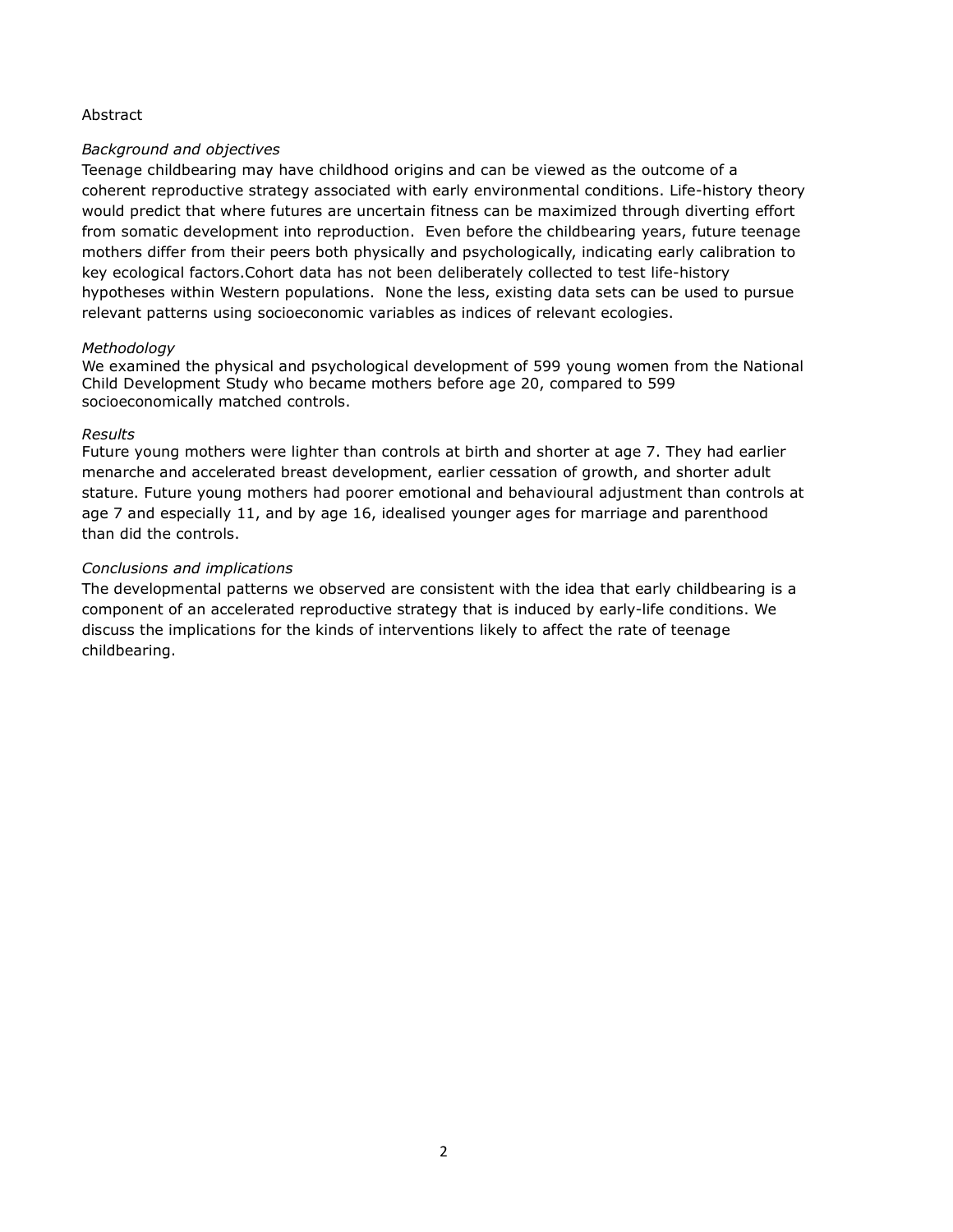Abstract

*Background and objectives*

Teenage childbearing may have childhood origins and can be viewed as the outcome of a coherent reproductive strategy associated with early environmental conditions. Life-history theory would predict that where futures are uncertain fitness can be maximized through diverting effort from somatic development into reproduction. Even before the childbearing years, future teenage mothers differ from their peers both physically and psychologically, indicating early calibration to key ecological factors.Cohort data has not been deliberately collected to test life-history hypotheses within Western populations. None the less, existing data sets can be used to pursue relevant patterns using socioeconomic variables as indices of relevant ecologies.

*Methodology*

We examined the physical and psychological development of 599 young women from the National Child Development Study who became mothers before age 20, compared to 599 socioeconomically matched controls.

*Results*

Future young mothers were lighter than controls at birth and shorter at age 7. They had earlier menarche and accelerated breast development, earlier cessation of growth, and shorter adult stature. Future young mothers had poorer emotional and behavioural adjustment than controls at age 7 and especially 11, and by age 16, idealised younger ages for marriage and parenthood than did the controls.

*Conclusions and implications*

The developmental patterns we observed are consistent with the idea that early childbearing is a component of an accelerated reproductive strategy that is induced by early-life conditions. We discuss the implications for the kinds of interventions likely to affect the rate of teenage childbearing.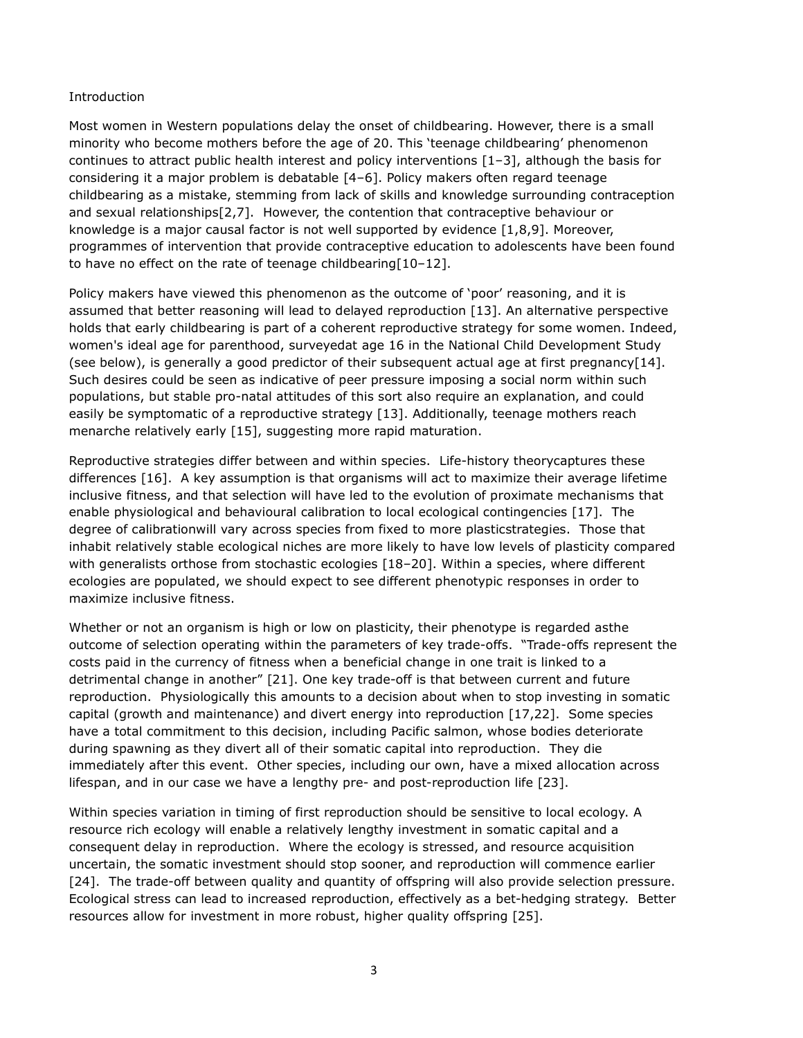## Introduction

Most women in Western populations delay the onset of childbearing. However, there is a small minority who become mothers before the age of 20. This 'teenage childbearing' phenomenon continues to attract public health interest and policy interventions [1–3], although the basis for considering it a major problem is debatable [4–6]. Policy makers often regard teenage childbearing as a mistake, stemming from lack of skills and knowledge surrounding contraception and sexual relationships[2,7]. However, the contention that contraceptive behaviour or knowledge is a major causal factor is not well supported by evidence [1,8,9]. Moreover, programmes of intervention that provide contraceptive education to adolescents have been found to have no effect on the rate of teenage childbearing[10–12].

Policy makers have viewed this phenomenon as the outcome of 'poor' reasoning, and it is assumed that better reasoning will lead to delayed reproduction [13]. An alternative perspective holds that early childbearing is part of a coherent reproductive strategy for some women. Indeed, women's ideal age for parenthood, surveyedat age 16 in the National Child Development Study (see below), is generally a good predictor of their subsequent actual age at first pregnancy[14]. Such desires could be seen as indicative of peer pressure imposing a social norm within such populations, but stable pro-natal attitudes of this sort also require an explanation, and could easily be symptomatic of a reproductive strategy [13]. Additionally, teenage mothers reach menarche relatively early [15], suggesting more rapid maturation.

Reproductive strategies differ between and within species. Life-history theorycaptures these differences [16]. A key assumption is that organisms will act to maximize their average lifetime inclusive fitness, and that selection will have led to the evolution of proximate mechanisms that enable physiological and behavioural calibration to local ecological contingencies [17]. The degree of calibrationwill vary across species from fixed to more plasticstrategies. Those that inhabit relatively stable ecological niches are more likely to have low levels of plasticity compared with generalists orthose from stochastic ecologies [18–20]. Within a species, where different ecologies are populated, we should expect to see different phenotypic responses in order to maximize inclusive fitness.

Whether or not an organism is high or low on plasticity, their phenotype is regarded asthe outcome of selection operating within the parameters of key trade-offs. "Trade-offs represent the costs paid in the currency of fitness when a beneficial change in one trait is linked to a detrimental change in another" [21]. One key trade-off is that between current and future reproduction. Physiologically this amounts to a decision about when to stop investing in somatic capital (growth and maintenance) and divert energy into reproduction [17,22]. Some species have a total commitment to this decision, including Pacific salmon, whose bodies deteriorate during spawning as they divert all of their somatic capital into reproduction. They die immediately after this event. Other species, including our own, have a mixed allocation across lifespan, and in our case we have a lengthy pre- and post-reproduction life [23].

Within species variation in timing of first reproduction should be sensitive to local ecology. A resource rich ecology will enable a relatively lengthy investment in somatic capital and a consequent delay in reproduction. Where the ecology is stressed, and resource acquisition uncertain, the somatic investment should stop sooner, and reproduction will commence earlier [24]. The trade-off between quality and quantity of offspring will also provide selection pressure. Ecological stress can lead to increased reproduction, effectively as a bet-hedging strategy. Better resources allow for investment in more robust, higher quality offspring [25].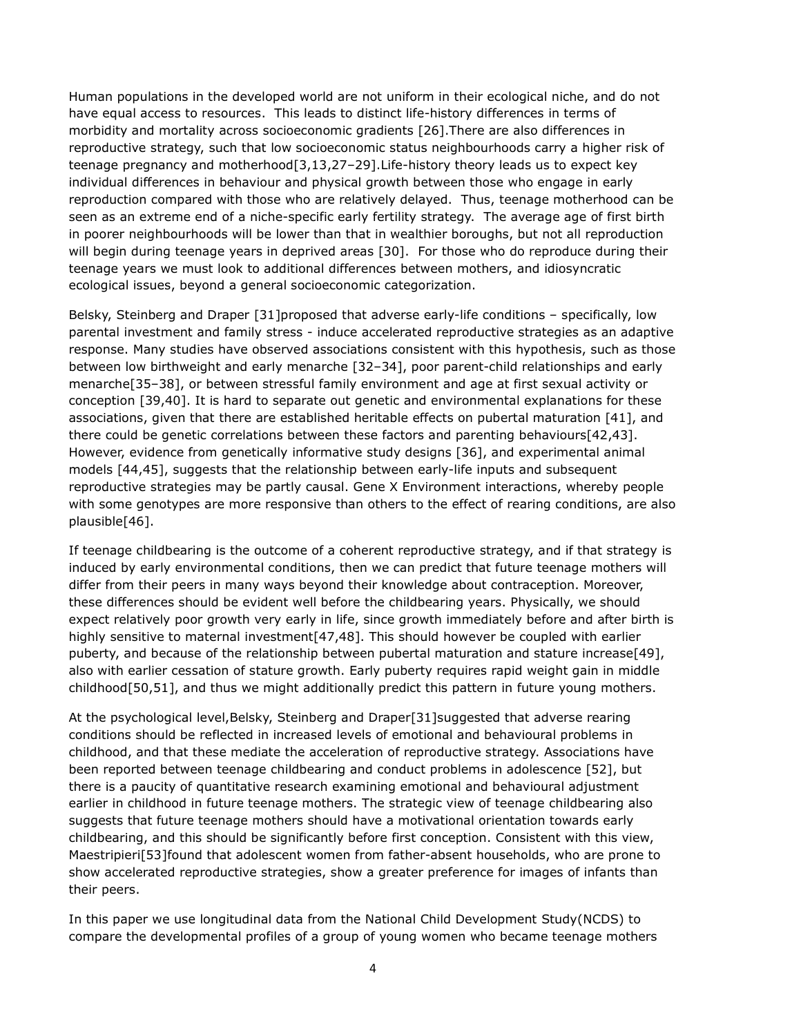Human populations in the developed world are not uniform in their ecological niche, and do not have equal access to resources. This leads to distinct life-history differences in terms of morbidity and mortality across socioeconomic gradients [26].There are also differences in reproductive strategy, such that low socioeconomic status neighbourhoods carry a higher risk of teenage pregnancy and motherhood[3,13,27–29].Life-history theory leads us to expect key individual differences in behaviour and physical growth between those who engage in early reproduction compared with those who are relatively delayed. Thus, teenage motherhood can be seen as an extreme end of a niche-specific early fertility strategy. The average age of first birth in poorer neighbourhoods will be lower than that in wealthier boroughs, but not all reproduction will begin during teenage years in deprived areas [30]. For those who do reproduce during their teenage years we must look to additional differences between mothers, and idiosyncratic ecological issues, beyond a general socioeconomic categorization.

Belsky, Steinberg and Draper [31]proposed that adverse early-life conditions – specifically, low parental investment and family stress - induce accelerated reproductive strategies as an adaptive response. Many studies have observed associations consistent with this hypothesis, such as those between low birthweight and early menarche [32–34], poor parent-child relationships and early menarche[35–38], or between stressful family environment and age at first sexual activity or conception [39,40]. It is hard to separate out genetic and environmental explanations for these associations, given that there are established heritable effects on pubertal maturation [41], and there could be genetic correlations between these factors and parenting behaviours[42,43]. However, evidence from genetically informative study designs [36], and experimental animal models [44,45], suggests that the relationship between early-life inputs and subsequent reproductive strategies may be partly causal. Gene X Environment interactions, whereby people with some genotypes are more responsive than others to the effect of rearing conditions, are also plausible[46].

If teenage childbearing is the outcome of a coherent reproductive strategy, and if that strategy is induced by early environmental conditions, then we can predict that future teenage mothers will differ from their peers in many ways beyond their knowledge about contraception. Moreover, these differences should be evident well before the childbearing years. Physically, we should expect relatively poor growth very early in life, since growth immediately before and after birth is highly sensitive to maternal investment[47,48]. This should however be coupled with earlier puberty, and because of the relationship between pubertal maturation and stature increase[49], also with earlier cessation of stature growth. Early puberty requires rapid weight gain in middle childhood[50,51], and thus we might additionally predict this pattern in future young mothers.

At the psychological level,Belsky, Steinberg and Draper[31]suggested that adverse rearing conditions should be reflected in increased levels of emotional and behavioural problems in childhood, and that these mediate the acceleration of reproductive strategy. Associations have been reported between teenage childbearing and conduct problems in adolescence [52], but there is a paucity of quantitative research examining emotional and behavioural adjustment earlier in childhood in future teenage mothers. The strategic view of teenage childbearing also suggests that future teenage mothers should have a motivational orientation towards early childbearing, and this should be significantly before first conception. Consistent with this view, Maestripieri[53]found that adolescent women from father-absent households, who are prone to show accelerated reproductive strategies, show a greater preference for images of infants than their peers.

In this paper we use longitudinal data from the National Child Development Study(NCDS) to compare the developmental profiles of a group of young women who became teenage mothers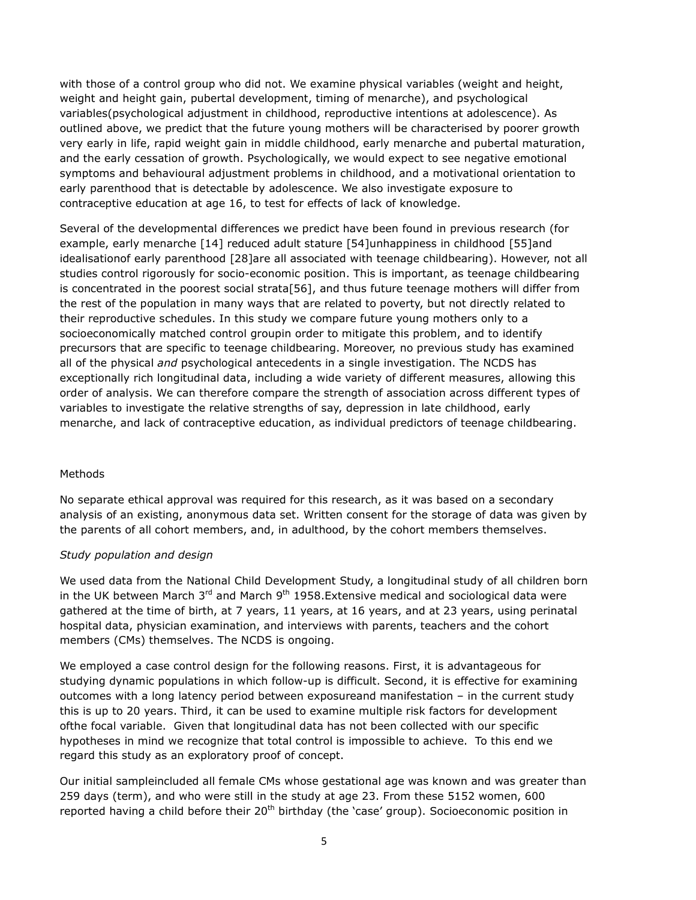with those of a control group who did not. We examine physical variables (weight and height, weight and height gain, pubertal development, timing of menarche), and psychological variables(psychological adjustment in childhood, reproductive intentions at adolescence). As outlined above, we predict that the future young mothers will be characterised by poorer growth very early in life, rapid weight gain in middle childhood, early menarche and pubertal maturation, and the early cessation of growth. Psychologically, we would expect to see negative emotional symptoms and behavioural adjustment problems in childhood, and a motivational orientation to early parenthood that is detectable by adolescence. We also investigate exposure to contraceptive education at age 16, to test for effects of lack of knowledge.

Several of the developmental differences we predict have been found in previous research (for example, early menarche [14] reduced adult stature [54]unhappiness in childhood [55]and idealisationof early parenthood [28]are all associated with teenage childbearing). However, not all studies control rigorously for socio-economic position. This is important, as teenage childbearing is concentrated in the poorest social strata[56], and thus future teenage mothers will differ from the rest of the population in many ways that are related to poverty, but not directly related to their reproductive schedules. In this study we compare future young mothers only to a socioeconomically matched control groupin order to mitigate this problem, and to identify precursors that are specific to teenage childbearing. Moreover, no previous study has examined all of the physical *and* psychological antecedents in a single investigation. The NCDS has exceptionally rich longitudinal data, including a wide variety of different measures, allowing this order of analysis. We can therefore compare the strength of association across different types of variables to investigate the relative strengths of say, depression in late childhood, early menarche, and lack of contraceptive education, as individual predictors of teenage childbearing.

## Methods

No separate ethical approval was required for this research, as it was based on a secondary analysis of an existing, anonymous data set. Written consent for the storage of data was given by the parents of all cohort members, and, in adulthood, by the cohort members themselves.

### *Study population and design*

We used data from the National Child Development Study, a longitudinal study of all children born in the UK between March 3rd and March 9th 1958.Extensive medical and sociological data were gathered at the time of birth, at 7 years, 11 years, at 16 years, and at 23 years, using perinatal hospital data, physician examination, and interviews with parents, teachers and the cohort members (CMs) themselves. The NCDS is ongoing.

We employed a case control design for the following reasons. First, it is advantageous for studying dynamic populations in which follow-up is difficult. Second, it is effective for examining outcomes with a long latency period between exposureand manifestation – in the current study this is up to 20 years. Third, it can be used to examine multiple risk factors for development ofthe focal variable. Given that longitudinal data has not been collected with our specific hypotheses in mind we recognize that total control is impossible to achieve. To this end we regard this study as an exploratory proof of concept.

Our initial sampleincluded all female CMs whose gestational age was known and was greater than 259 days (term), and who were still in the study at age 23. From these 5152 women, 600 reported having a child before their 20th birthday (the 'case' group). Socioeconomic position in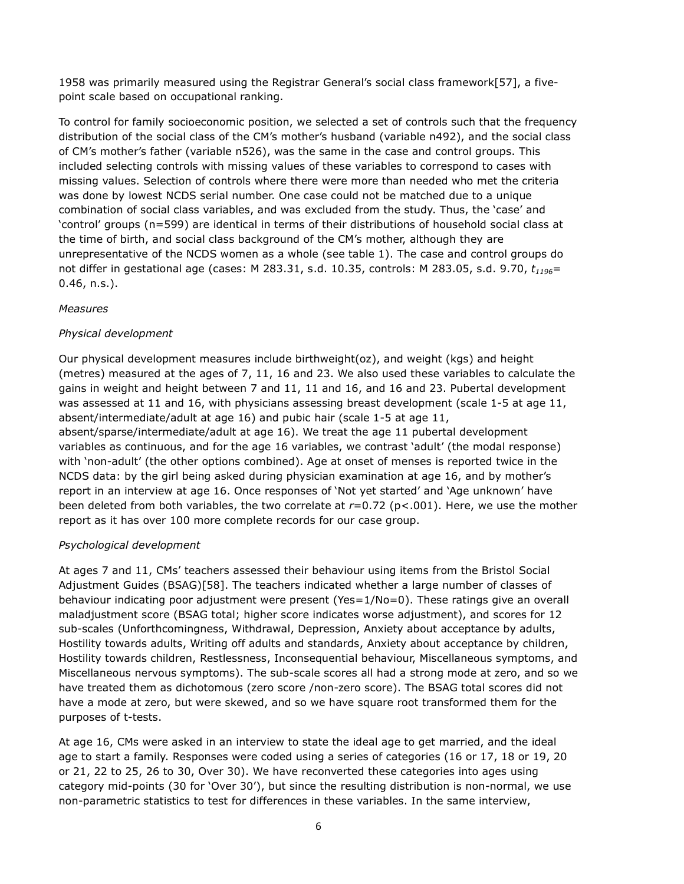1958 was primarily measured using the Registrar General's social class framework[57], a five-point scale based on occupational ranking.

To control for family socioeconomic position, we selected a set of controls such that the frequency distribution of the social class of the CM's mother's husband (variable n492), and the social class of CM's mother's father (variable n526), was the same in the case and control groups. This included selecting controls with missing values of these variables to correspond to cases with missing values. Selection of controls where there were more than needed who met the criteria was done by lowest NCDS serial number. One case could not be matched due to a unique combination of social class variables, and was excluded from the study. Thus, the 'case' and 'control' groups (n=599) are identical in terms of their distributions of household social class at the time of birth, and social class background of the CM's mother, although they are unrepresentative of the NCDS women as a whole (see table 1). The case and control groups do not differ in gestational age (cases: M 283.31, s.d. 10.35, controls: M 283.05, s.d. 9.70, $t_{1196}$= 0.46, n.s.).

*Measures*

*Physical development*

Our physical development measures include birthweight(oz), and weight (kgs) and height (metres) measured at the ages of 7, 11, 16 and 23. We also used these variables to calculate the gains in weight and height between 7 and 11, 11 and 16, and 16 and 23. Pubertal development was assessed at 11 and 16, with physicians assessing breast development (scale 1-5 at age 11, absent/intermediate/adult at age 16) and pubic hair (scale 1-5 at age 11, absent/sparse/intermediate/adult at age 16). We treat the age 11 pubertal development variables as continuous, and for the age 16 variables, we contrast 'adult' (the modal response) with 'non-adult' (the other options combined). Age at onset of menses is reported twice in the NCDS data: by the girl being asked during physician examination at age 16, and by mother's report in an interview at age 16. Once responses of 'Not yet started' and 'Age unknown' have been deleted from both variables, the two correlate at $r$=0.72 (p<.001). Here, we use the mother report as it has over 100 more complete records for our case group.

*Psychological development*

At ages 7 and 11, CMs' teachers assessed their behaviour using items from the Bristol Social Adjustment Guides (BSAG)[58]. The teachers indicated whether a large number of classes of behaviour indicating poor adjustment were present (Yes=1/No=0). These ratings give an overall maladjustment score (BSAG total; higher score indicates worse adjustment), and scores for 12 sub-scales (Unforthcomingness, Withdrawal, Depression, Anxiety about acceptance by adults, Hostility towards adults, Writing off adults and standards, Anxiety about acceptance by children, Hostility towards children, Restlessness, Inconsequential behaviour, Miscellaneous symptoms, and Miscellaneous nervous symptoms). The sub-scale scores all had a strong mode at zero, and so we have treated them as dichotomous (zero score /non-zero score). The BSAG total scores did not have a mode at zero, but were skewed, and so we have square root transformed them for the purposes of t-tests.

At age 16, CMs were asked in an interview to state the ideal age to get married, and the ideal age to start a family. Responses were coded using a series of categories (16 or 17, 18 or 19, 20 or 21, 22 to 25, 26 to 30, Over 30). We have reconverted these categories into ages using category mid-points (30 for 'Over 30'), but since the resulting distribution is non-normal, we use non-parametric statistics to test for differences in these variables. In the same interview,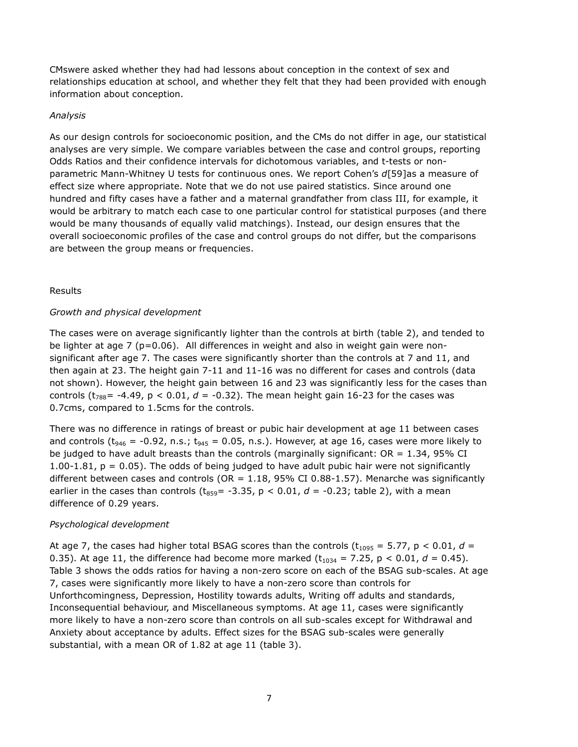CMswere asked whether they had had lessons about conception in the context of sex and relationships education at school, and whether they felt that they had been provided with enough information about conception.

*Analysis*

As our design controls for socioeconomic position, and the CMs do not differ in age, our statistical analyses are very simple. We compare variables between the case and control groups, reporting Odds Ratios and their confidence intervals for dichotomous variables, and t-tests or non-parametric Mann-Whitney U tests for continuous ones. We report Cohen's *d*[59]as a measure of effect size where appropriate. Note that we do not use paired statistics. Since around one hundred and fifty cases have a father and a maternal grandfather from class III, for example, it would be arbitrary to match each case to one particular control for statistical purposes (and there would be many thousands of equally valid matchings). Instead, our design ensures that the overall socioeconomic profiles of the case and control groups do not differ, but the comparisons are between the group means or frequencies.

## Results

*Growth and physical development*

The cases were on average significantly lighter than the controls at birth (table 2), and tended to be lighter at age 7 ($p=0.06$). All differences in weight and also in weight gain were non-significant after age 7. The cases were significantly shorter than the controls at 7 and 11, and then again at 23. The height gain 7-11 and 11-16 was no different for cases and controls (data not shown). However, the height gain between 16 and 23 was significantly less for the cases than controls ($t_{788}= -4.49$, $p < 0.01$, $d = -0.32$). The mean height gain 16-23 for the cases was 0.7cms, compared to 1.5cms for the controls.

There was no difference in ratings of breast or pubic hair development at age 11 between cases and controls ($t_{946} = -0.92$, n.s.; $t_{945} = 0.05$, n.s.). However, at age 16, cases were more likely to be judged to have adult breasts than the controls (marginally significant: OR = 1.34, 95% CI 1.00-1.81, $p = 0.05$). The odds of being judged to have adult pubic hair were not significantly different between cases and controls (OR = 1.18, 95% CI 0.88-1.57). Menarche was significantly earlier in the cases than controls ($t_{859}= -3.35$, $p < 0.01$, $d = -0.23$; table 2), with a mean difference of 0.29 years.

*Psychological development*

At age 7, the cases had higher total BSAG scores than the controls ($t_{1095} = 5.77$, $p < 0.01$, $d = 0.35$). At age 11, the difference had become more marked ($t_{1034} = 7.25$, $p < 0.01$, $d = 0.45$). Table 3 shows the odds ratios for having a non-zero score on each of the BSAG sub-scales. At age 7, cases were significantly more likely to have a non-zero score than controls for Unforthcomingness, Depression, Hostility towards adults, Writing off adults and standards, Inconsequential behaviour, and Miscellaneous symptoms. At age 11, cases were significantly more likely to have a non-zero score than controls on all sub-scales except for Withdrawal and Anxiety about acceptance by adults. Effect sizes for the BSAG sub-scales were generally substantial, with a mean OR of 1.82 at age 11 (table 3).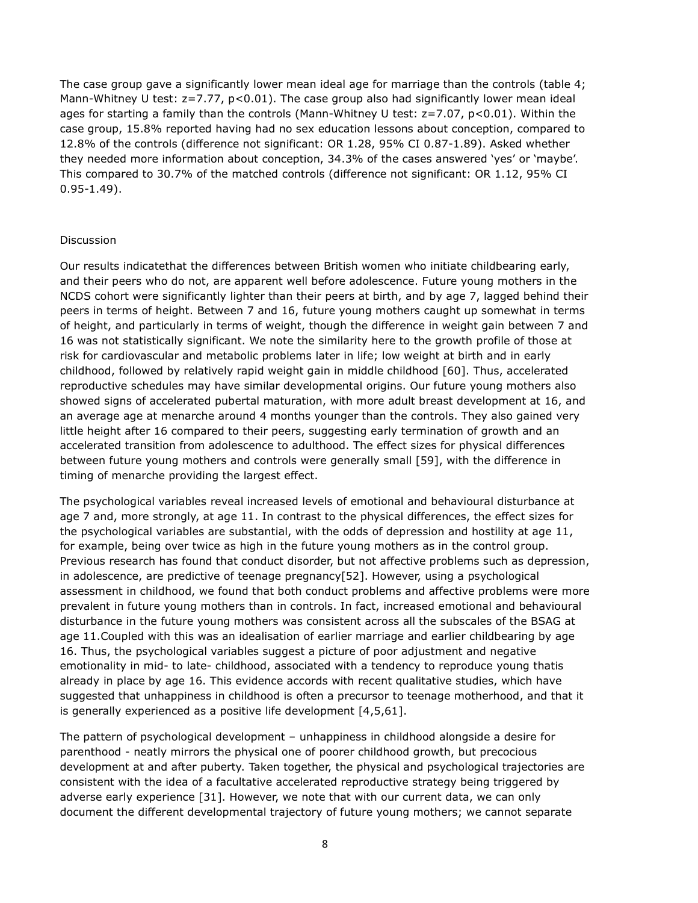The case group gave a significantly lower mean ideal age for marriage than the controls (table 4; Mann-Whitney U test: $z=7.77$, $p<0.01$). The case group also had significantly lower mean ideal ages for starting a family than the controls (Mann-Whitney U test: $z=7.07$, $p<0.01$). Within the case group, 15.8% reported having had no sex education lessons about conception, compared to 12.8% of the controls (difference not significant: OR 1.28, 95% CI 0.87-1.89). Asked whether they needed more information about conception, 34.3% of the cases answered 'yes' or 'maybe'. This compared to 30.7% of the matched controls (difference not significant: OR 1.12, 95% CI 0.95-1.49).

## Discussion

Our results indicatethat the differences between British women who initiate childbearing early, and their peers who do not, are apparent well before adolescence. Future young mothers in the NCDS cohort were significantly lighter than their peers at birth, and by age 7, lagged behind their peers in terms of height. Between 7 and 16, future young mothers caught up somewhat in terms of height, and particularly in terms of weight, though the difference in weight gain between 7 and 16 was not statistically significant. We note the similarity here to the growth profile of those at risk for cardiovascular and metabolic problems later in life; low weight at birth and in early childhood, followed by relatively rapid weight gain in middle childhood [60]. Thus, accelerated reproductive schedules may have similar developmental origins. Our future young mothers also showed signs of accelerated pubertal maturation, with more adult breast development at 16, and an average age at menarche around 4 months younger than the controls. They also gained very little height after 16 compared to their peers, suggesting early termination of growth and an accelerated transition from adolescence to adulthood. The effect sizes for physical differences between future young mothers and controls were generally small [59], with the difference in timing of menarche providing the largest effect.

The psychological variables reveal increased levels of emotional and behavioural disturbance at age 7 and, more strongly, at age 11. In contrast to the physical differences, the effect sizes for the psychological variables are substantial, with the odds of depression and hostility at age 11, for example, being over twice as high in the future young mothers as in the control group. Previous research has found that conduct disorder, but not affective problems such as depression, in adolescence, are predictive of teenage pregnancy[52]. However, using a psychological assessment in childhood, we found that both conduct problems and affective problems were more prevalent in future young mothers than in controls. In fact, increased emotional and behavioural disturbance in the future young mothers was consistent across all the subscales of the BSAG at age 11.Coupled with this was an idealisation of earlier marriage and earlier childbearing by age 16. Thus, the psychological variables suggest a picture of poor adjustment and negative emotionality in mid- to late- childhood, associated with a tendency to reproduce young thatis already in place by age 16. This evidence accords with recent qualitative studies, which have suggested that unhappiness in childhood is often a precursor to teenage motherhood, and that it is generally experienced as a positive life development [4,5,61].

The pattern of psychological development – unhappiness in childhood alongside a desire for parenthood - neatly mirrors the physical one of poorer childhood growth, but precocious development at and after puberty. Taken together, the physical and psychological trajectories are consistent with the idea of a facultative accelerated reproductive strategy being triggered by adverse early experience [31]. However, we note that with our current data, we can only document the different developmental trajectory of future young mothers; we cannot separate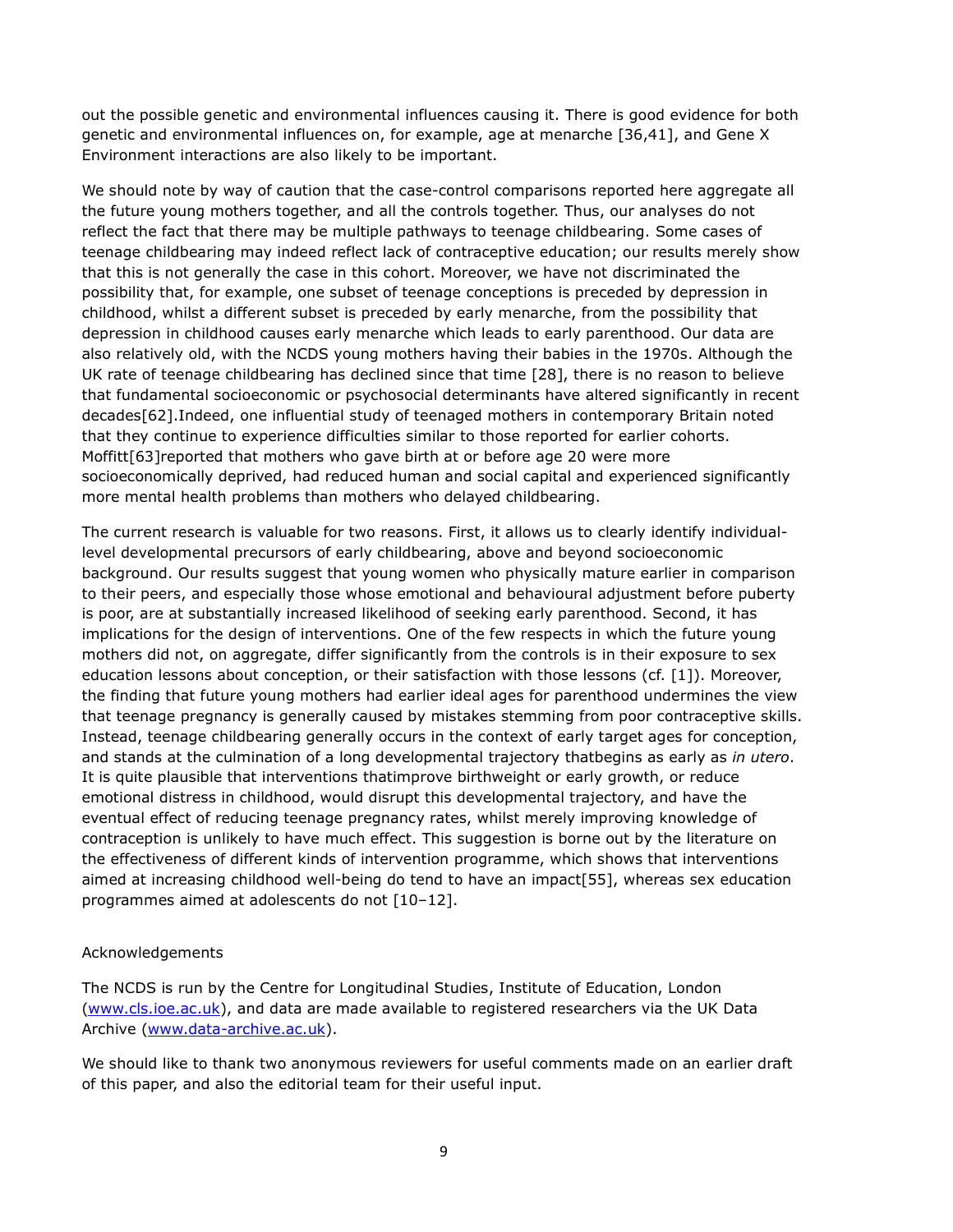out the possible genetic and environmental influences causing it. There is good evidence for both genetic and environmental influences on, for example, age at menarche [36,41], and Gene X Environment interactions are also likely to be important.

We should note by way of caution that the case-control comparisons reported here aggregate all the future young mothers together, and all the controls together. Thus, our analyses do not reflect the fact that there may be multiple pathways to teenage childbearing. Some cases of teenage childbearing may indeed reflect lack of contraceptive education; our results merely show that this is not generally the case in this cohort. Moreover, we have not discriminated the possibility that, for example, one subset of teenage conceptions is preceded by depression in childhood, whilst a different subset is preceded by early menarche, from the possibility that depression in childhood causes early menarche which leads to early parenthood. Our data are also relatively old, with the NCDS young mothers having their babies in the 1970s. Although the UK rate of teenage childbearing has declined since that time [28], there is no reason to believe that fundamental socioeconomic or psychosocial determinants have altered significantly in recent decades[62].Indeed, one influential study of teenaged mothers in contemporary Britain noted that they continue to experience difficulties similar to those reported for earlier cohorts. Moffitt[63]reported that mothers who gave birth at or before age 20 were more socioeconomically deprived, had reduced human and social capital and experienced significantly more mental health problems than mothers who delayed childbearing.

The current research is valuable for two reasons. First, it allows us to clearly identify individual-level developmental precursors of early childbearing, above and beyond socioeconomic background. Our results suggest that young women who physically mature earlier in comparison to their peers, and especially those whose emotional and behavioural adjustment before puberty is poor, are at substantially increased likelihood of seeking early parenthood. Second, it has implications for the design of interventions. One of the few respects in which the future young mothers did not, on aggregate, differ significantly from the controls is in their exposure to sex education lessons about conception, or their satisfaction with those lessons (cf. [1]). Moreover, the finding that future young mothers had earlier ideal ages for parenthood undermines the view that teenage pregnancy is generally caused by mistakes stemming from poor contraceptive skills. Instead, teenage childbearing generally occurs in the context of early target ages for conception, and stands at the culmination of a long developmental trajectory thatbegins as early as *in utero*. It is quite plausible that interventions thatimprove birthweight or early growth, or reduce emotional distress in childhood, would disrupt this developmental trajectory, and have the eventual effect of reducing teenage pregnancy rates, whilst merely improving knowledge of contraception is unlikely to have much effect. This suggestion is borne out by the literature on the effectiveness of different kinds of intervention programme, which shows that interventions aimed at increasing childhood well-being do tend to have an impact[55], whereas sex education programmes aimed at adolescents do not [10–12].

Acknowledgements

The NCDS is run by the Centre for Longitudinal Studies, Institute of Education, London (www.cls.ioe.ac.uk), and data are made available to registered researchers via the UK Data Archive (www.data-archive.ac.uk).

We should like to thank two anonymous reviewers for useful comments made on an earlier draft of this paper, and also the editorial team for their useful input.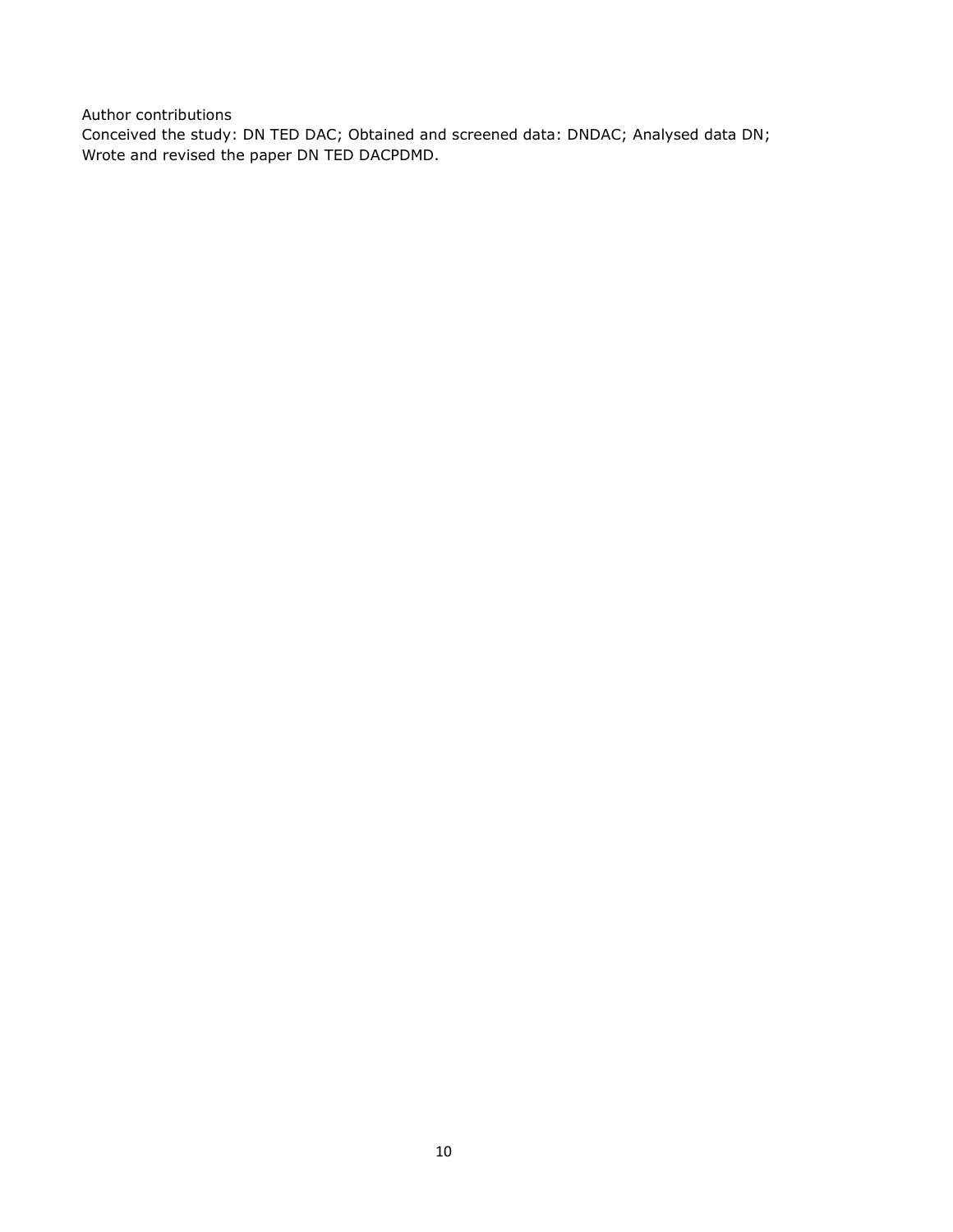Author contributions

Conceived the study: DN TED DAC; Obtained and screened data: DNDAC; Analysed data DN; Wrote and revised the paper DN TED DACPDMD.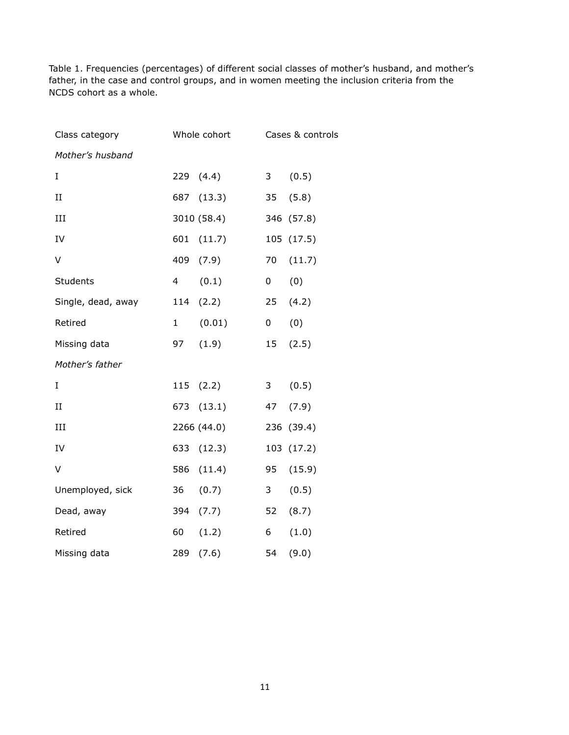Table 1. Frequencies (percentages) of different social classes of mother's husband, and mother's father, in the case and control groups, and in women meeting the inclusion criteria from the NCDS cohort as a whole.

| Class category | Whole cohort | Cases & controls |
|---|---|---|
| *Mother's husband* | | |
| I | 229 (4.4) | 3 (0.5) |
| II | 687 (13.3) | 35 (5.8) |
| III | 3010 (58.4) | 346 (57.8) |
| IV | 601 (11.7) | 105 (17.5) |
| V | 409 (7.9) | 70 (11.7) |
| Students | 4 (0.1) | 0 (0) |
| Single, dead, away | 114 (2.2) | 25 (4.2) |
| Retired | 1 (0.01) | 0 (0) |
| Missing data | 97 (1.9) | 15 (2.5) |
| *Mother's father* | | |
| I | 115 (2.2) | 3 (0.5) |
| II | 673 (13.1) | 47 (7.9) |
| III | 2266 (44.0) | 236 (39.4) |
| IV | 633 (12.3) | 103 (17.2) |
| V | 586 (11.4) | 95 (15.9) |
| Unemployed, sick | 36 (0.7) | 3 (0.5) |
| Dead, away | 394 (7.7) | 52 (8.7) |
| Retired | 60 (1.2) | 6 (1.0) |
| Missing data | 289 (7.6) | 54 (9.0) |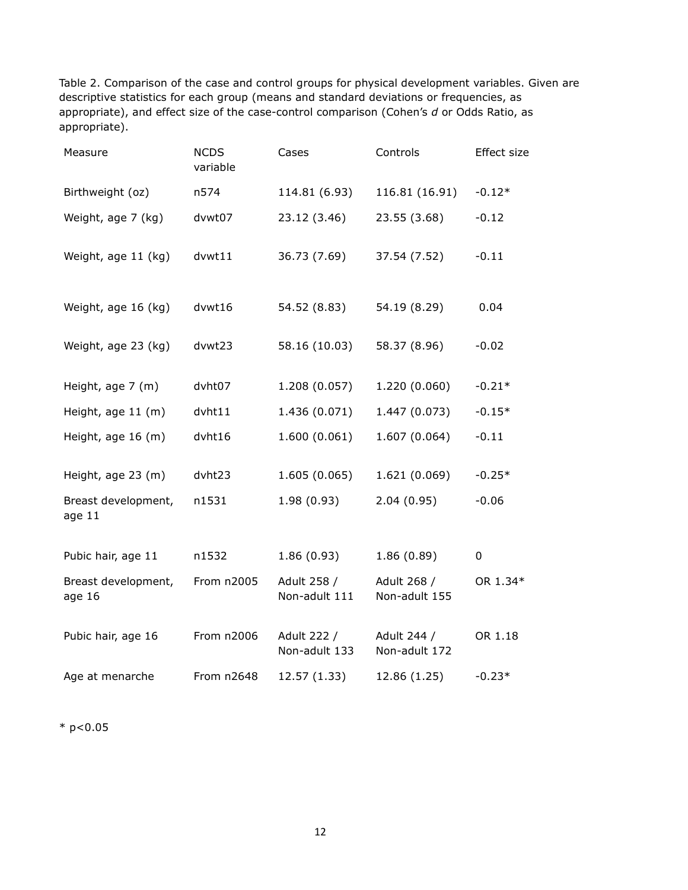Table 2. Comparison of the case and control groups for physical development variables. Given are descriptive statistics for each group (means and standard deviations or frequencies, as appropriate), and effect size of the case-control comparison (Cohen's *d* or Odds Ratio, as appropriate).

| Measure | NCDS variable | Cases | Controls | Effect size |
|---|---|---|---|---|
| Birthweight (oz) | n574 | 114.81 (6.93) | 116.81 (16.91) | -0.12* |
| Weight, age 7 (kg) | dvwt07 | 23.12 (3.46) | 23.55 (3.68) | -0.12 |
| Weight, age 11 (kg) | dvwt11 | 36.73 (7.69) | 37.54 (7.52) | -0.11 |
| Weight, age 16 (kg) | dvwt16 | 54.52 (8.83) | 54.19 (8.29) | 0.04 |
| Weight, age 23 (kg) | dvwt23 | 58.16 (10.03) | 58.37 (8.96) | -0.02 |
| Height, age 7 (m) | dvht07 | 1.208 (0.057) | 1.220 (0.060) | -0.21* |
| Height, age 11 (m) | dvht11 | 1.436 (0.071) | 1.447 (0.073) | -0.15* |
| Height, age 16 (m) | dvht16 | 1.600 (0.061) | 1.607 (0.064) | -0.11 |
| Height, age 23 (m) | dvht23 | 1.605 (0.065) | 1.621 (0.069) | -0.25* |
| Breast development, age 11 | n1531 | 1.98 (0.93) | 2.04 (0.95) | -0.06 |
| Pubic hair, age 11 | n1532 | 1.86 (0.93) | 1.86 (0.89) | 0 |
| Breast development, age 16 | From n2005 | Adult 258 / Non-adult 111 | Adult 268 / Non-adult 155 | OR 1.34* |
| Pubic hair, age 16 | From n2006 | Adult 222 / Non-adult 133 | Adult 244 / Non-adult 172 | OR 1.18 |
| Age at menarche | From n2648 | 12.57 (1.33) | 12.86 (1.25) | -0.23* |

* $p<0.05$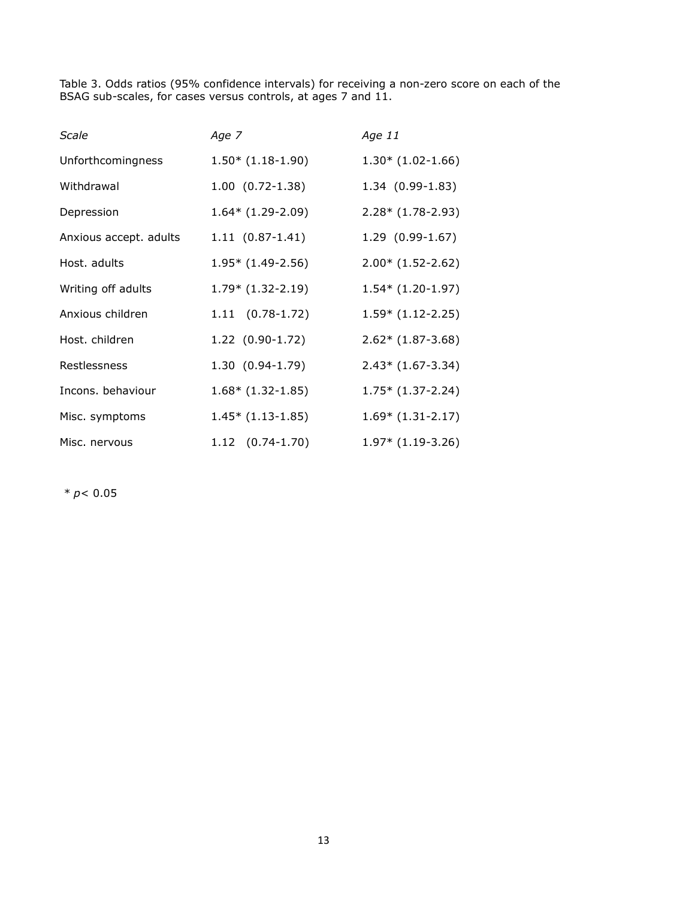Table 3. Odds ratios (95% confidence intervals) for receiving a non-zero score on each of the BSAG sub-scales, for cases versus controls, at ages 7 and 11.

| *Scale* | *Age 7* | *Age 11* |
|---|---|---|
| Unforthcomingness | 1.50* (1.18-1.90) | 1.30* (1.02-1.66) |
| Withdrawal | 1.00 (0.72-1.38) | 1.34 (0.99-1.83) |
| Depression | 1.64* (1.29-2.09) | 2.28* (1.78-2.93) |
| Anxious accept. adults | 1.11 (0.87-1.41) | 1.29 (0.99-1.67) |
| Host. adults | 1.95* (1.49-2.56) | 2.00* (1.52-2.62) |
| Writing off adults | 1.79* (1.32-2.19) | 1.54* (1.20-1.97) |
| Anxious children | 1.11 (0.78-1.72) | 1.59* (1.12-2.25) |
| Host. children | 1.22 (0.90-1.72) | 2.62* (1.87-3.68) |
| Restlessness | 1.30 (0.94-1.79) | 2.43* (1.67-3.34) |
| Incons. behaviour | 1.68* (1.32-1.85) | 1.75* (1.37-2.24) |
| Misc. symptoms | 1.45* (1.13-1.85) | 1.69* (1.31-2.17) |
| Misc. nervous | 1.12 (0.74-1.70) | 1.97* (1.19-3.26) |

* $p < 0.05$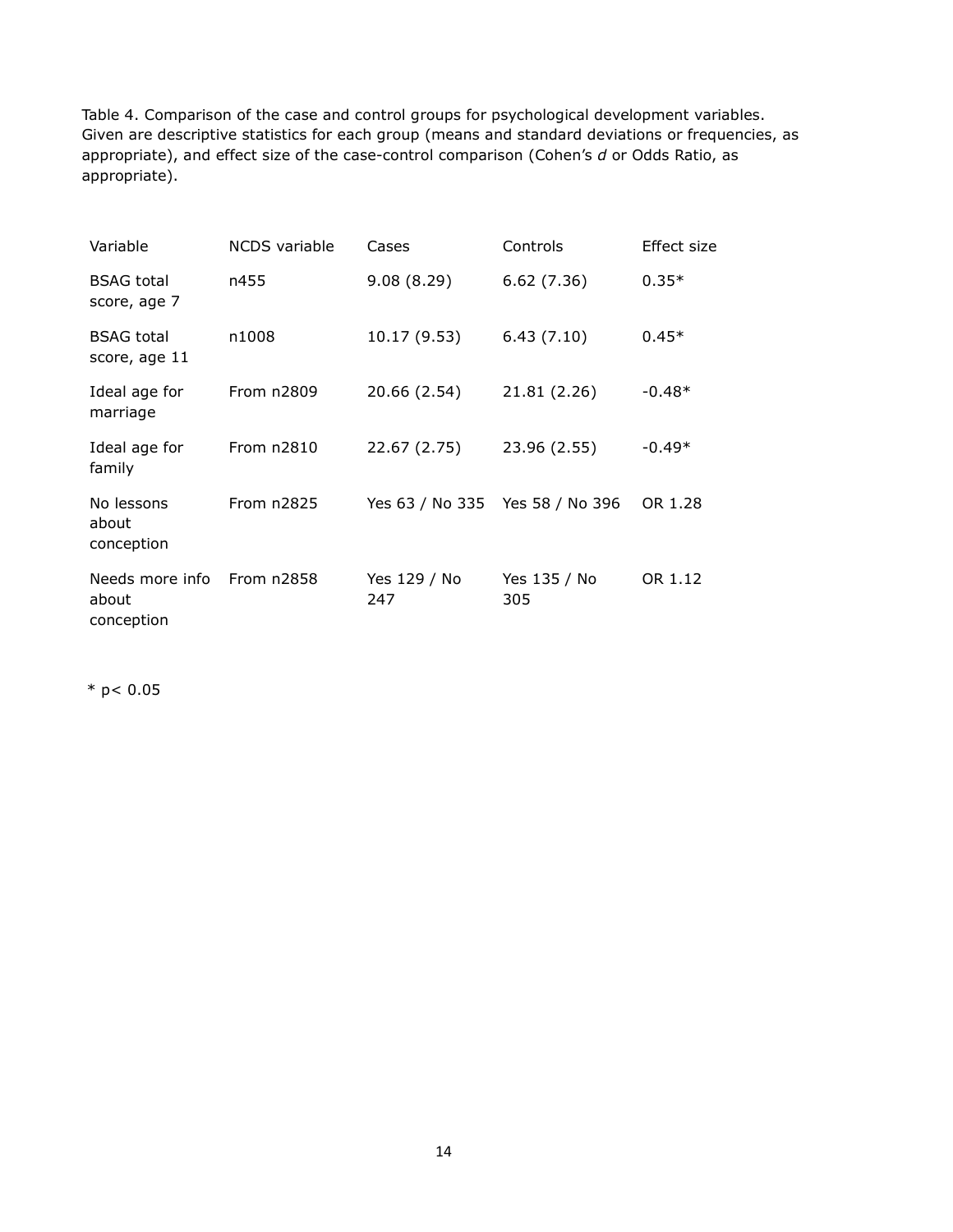Table 4. Comparison of the case and control groups for psychological development variables. Given are descriptive statistics for each group (means and standard deviations or frequencies, as appropriate), and effect size of the case-control comparison (Cohen's *d* or Odds Ratio, as appropriate).

| Variable | NCDS variable | Cases | Controls | Effect size |
|---|---|---|---|---|
| BSAG total score, age 7 | n455 | 9.08 (8.29) | 6.62 (7.36) | 0.35* |
| BSAG total score, age 11 | n1008 | 10.17 (9.53) | 6.43 (7.10) | 0.45* |
| Ideal age for marriage | From n2809 | 20.66 (2.54) | 21.81 (2.26) | -0.48* |
| Ideal age for family | From n2810 | 22.67 (2.75) | 23.96 (2.55) | -0.49* |
| No lessons about conception | From n2825 | Yes 63 / No 335 | Yes 58 / No 396 | OR 1.28 |
| Needs more info about conception | From n2858 | Yes 129 / No 247 | Yes 135 / No 305 | OR 1.12 |

* $p < 0.05$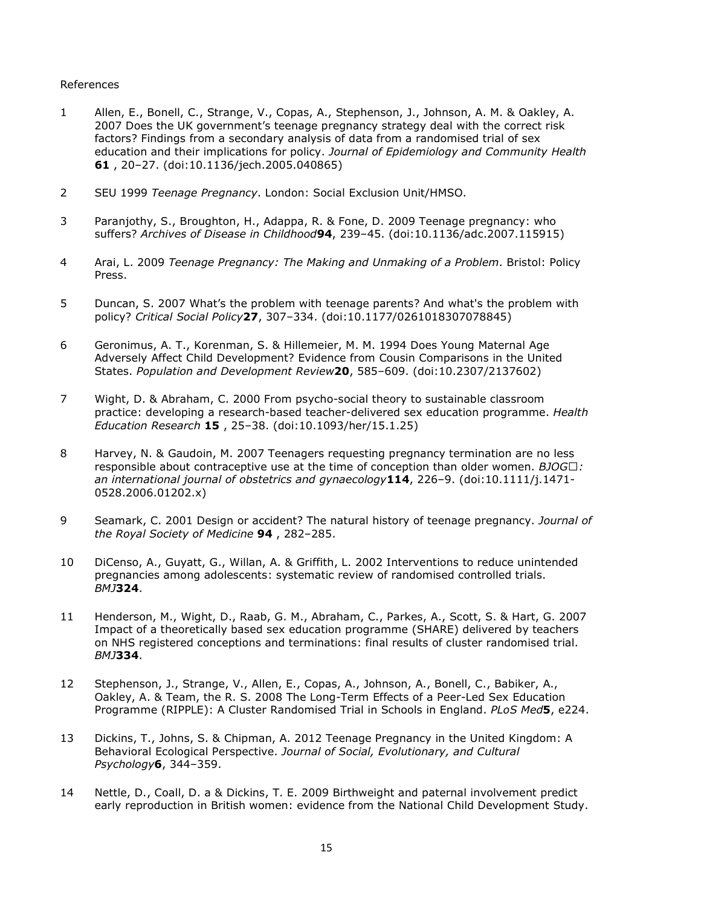References

1. Allen, E., Bonell, C., Strange, V., Copas, A., Stephenson, J., Johnson, A. M. & Oakley, A. 2007 Does the UK government's teenage pregnancy strategy deal with the correct risk factors? Findings from a secondary analysis of data from a randomised trial of sex education and their implications for policy. *Journal of Epidemiology and Community Health* **61** , 20–27. (doi:10.1136/jech.2005.040865)

2. SEU 1999 *Teenage Pregnancy*. London: Social Exclusion Unit/HMSO.

3. Paranjothy, S., Broughton, H., Adappa, R. & Fone, D. 2009 Teenage pregnancy: who suffers? *Archives of Disease in Childhood* **94**, 239–45. (doi:10.1136/adc.2007.115915)

4. Arai, L. 2009 *Teenage Pregnancy: The Making and Unmaking of a Problem*. Bristol: Policy Press.

5. Duncan, S. 2007 What's the problem with teenage parents? And what's the problem with policy? *Critical Social Policy* **27**, 307–334. (doi:10.1177/0261018307078845)

6. Geronimus, A. T., Korenman, S. & Hillemeier, M. M. 1994 Does Young Maternal Age Adversely Affect Child Development? Evidence from Cousin Comparisons in the United States. *Population and Development Review* **20**, 585–609. (doi:10.2307/2137602)

7. Wight, D. & Abraham, C. 2000 From psycho-social theory to sustainable classroom practice: developing a research-based teacher-delivered sex education programme. *Health Education Research* **15** , 25–38. (doi:10.1093/her/15.1.25)

8. Harvey, N. & Gaudoin, M. 2007 Teenagers requesting pregnancy termination are no less responsible about contraceptive use at the time of conception than older women. *BJOG□: an international journal of obstetrics and gynaecology* **114**, 226–9. (doi:10.1111/j.1471-0528.2006.01202.x)

9. Seamark, C. 2001 Design or accident? The natural history of teenage pregnancy. *Journal of the Royal Society of Medicine* **94** , 282–285.

10. DiCenso, A., Guyatt, G., Willan, A. & Griffith, L. 2002 Interventions to reduce unintended pregnancies among adolescents: systematic review of randomised controlled trials. *BMJ* **324**.

11. Henderson, M., Wight, D., Raab, G. M., Abraham, C., Parkes, A., Scott, S. & Hart, G. 2007 Impact of a theoretically based sex education programme (SHARE) delivered by teachers on NHS registered conceptions and terminations: final results of cluster randomised trial. *BMJ* **334**.

12. Stephenson, J., Strange, V., Allen, E., Copas, A., Johnson, A., Bonell, C., Babiker, A., Oakley, A. & Team, the R. S. 2008 The Long-Term Effects of a Peer-Led Sex Education Programme (RIPPLE): A Cluster Randomised Trial in Schools in England. *PLoS Med* **5**, e224.

13. Dickins, T., Johns, S. & Chipman, A. 2012 Teenage Pregnancy in the United Kingdom: A Behavioral Ecological Perspective. *Journal of Social, Evolutionary, and Cultural Psychology* **6**, 344–359.

14. Nettle, D., Coall, D. a & Dickins, T. E. 2009 Birthweight and paternal involvement predict early reproduction in British women: evidence from the National Child Development Study.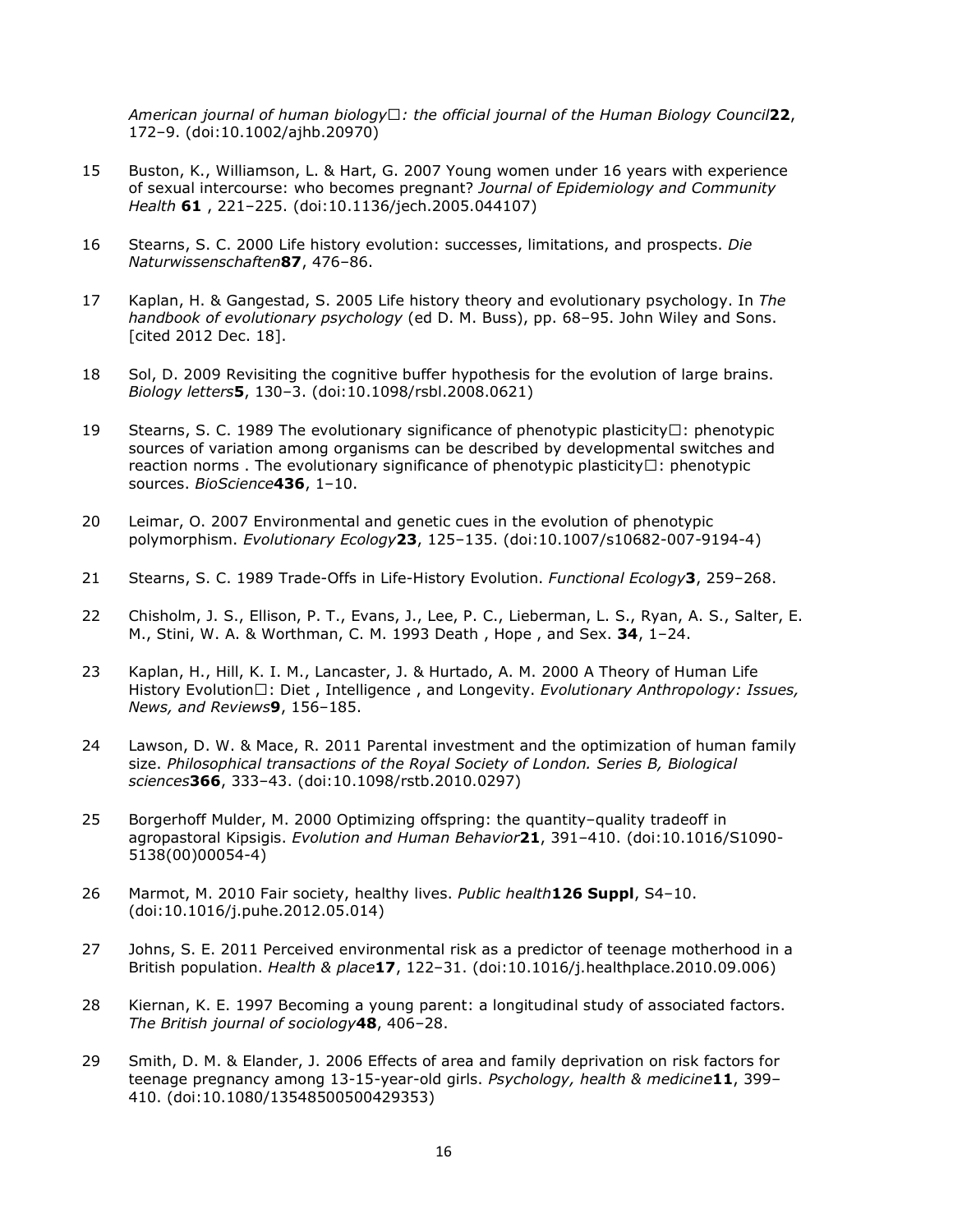*American journal of human biology□: the official journal of the Human Biology Council* **22**, 172–9. (doi:10.1002/ajhb.20970)

15 Buston, K., Williamson, L. & Hart, G. 2007 Young women under 16 years with experience of sexual intercourse: who becomes pregnant? *Journal of Epidemiology and Community Health* **61** , 221–225. (doi:10.1136/jech.2005.044107)

16 Stearns, S. C. 2000 Life history evolution: successes, limitations, and prospects. *Die Naturwissenschaften* **87**, 476–86.

17 Kaplan, H. & Gangestad, S. 2005 Life history theory and evolutionary psychology. In *The handbook of evolutionary psychology* (ed D. M. Buss), pp. 68–95. John Wiley and Sons. [cited 2012 Dec. 18].

18 Sol, D. 2009 Revisiting the cognitive buffer hypothesis for the evolution of large brains. *Biology letters* **5**, 130–3. (doi:10.1098/rsbl.2008.0621)

19 Stearns, S. C. 1989 The evolutionary significance of phenotypic plasticity□: phenotypic sources of variation among organisms can be described by developmental switches and reaction norms . The evolutionary significance of phenotypic plasticity□: phenotypic sources. *BioScience* **436**, 1–10.

20 Leimar, O. 2007 Environmental and genetic cues in the evolution of phenotypic polymorphism. *Evolutionary Ecology* **23**, 125–135. (doi:10.1007/s10682-007-9194-4)

21 Stearns, S. C. 1989 Trade-Offs in Life-History Evolution. *Functional Ecology* **3**, 259–268.

22 Chisholm, J. S., Ellison, P. T., Evans, J., Lee, P. C., Lieberman, L. S., Ryan, A. S., Salter, E. M., Stini, W. A. & Worthman, C. M. 1993 Death , Hope , and Sex. **34**, 1–24.

23 Kaplan, H., Hill, K. I. M., Lancaster, J. & Hurtado, A. M. 2000 A Theory of Human Life History Evolution□: Diet , Intelligence , and Longevity. *Evolutionary Anthropology: Issues, News, and Reviews* **9**, 156–185.

24 Lawson, D. W. & Mace, R. 2011 Parental investment and the optimization of human family size. *Philosophical transactions of the Royal Society of London. Series B, Biological sciences* **366**, 333–43. (doi:10.1098/rstb.2010.0297)

25 Borgerhoff Mulder, M. 2000 Optimizing offspring: the quantity–quality tradeoff in agropastoral Kipsigis. *Evolution and Human Behavior* **21**, 391–410. (doi:10.1016/S1090-5138(00)00054-4)

26 Marmot, M. 2010 Fair society, healthy lives. *Public health* **126 Suppl**, S4–10. (doi:10.1016/j.puhe.2012.05.014)

27 Johns, S. E. 2011 Perceived environmental risk as a predictor of teenage motherhood in a British population. *Health & place* **17**, 122–31. (doi:10.1016/j.healthplace.2010.09.006)

28 Kiernan, K. E. 1997 Becoming a young parent: a longitudinal study of associated factors. *The British journal of sociology* **48**, 406–28.

29 Smith, D. M. & Elander, J. 2006 Effects of area and family deprivation on risk factors for teenage pregnancy among 13-15-year-old girls. *Psychology, health & medicine* **11**, 399–410. (doi:10.1080/13548500500429353)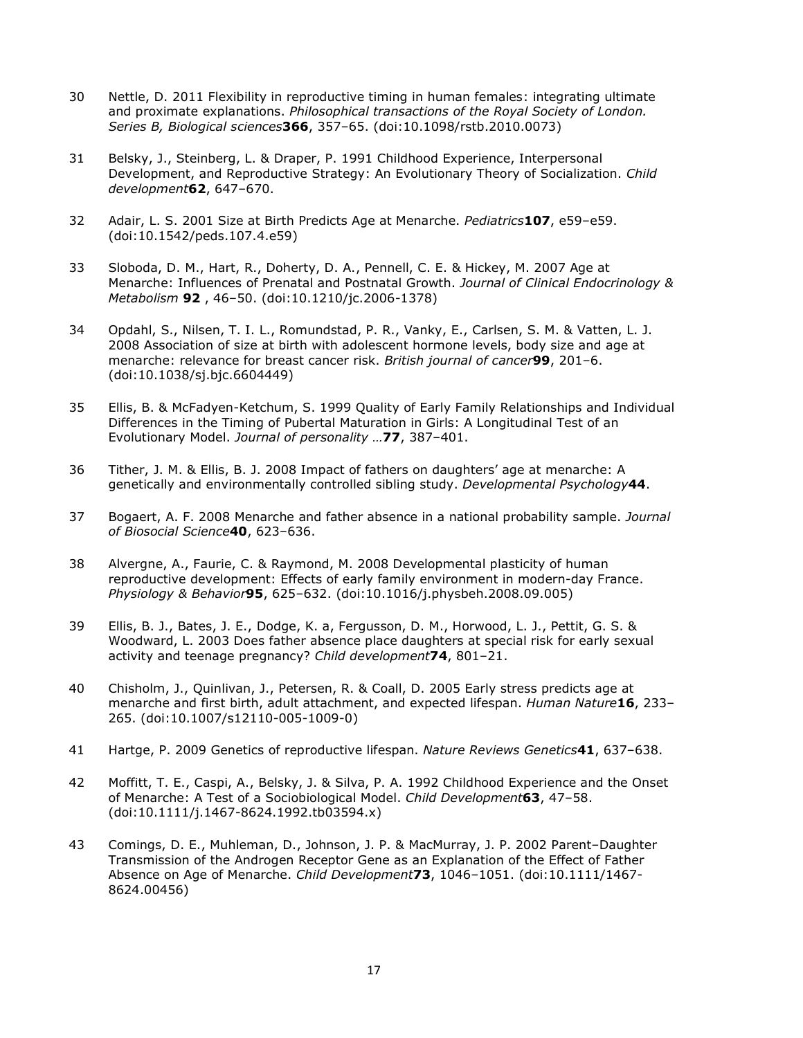30 Nettle, D. 2011 Flexibility in reproductive timing in human females: integrating ultimate and proximate explanations. *Philosophical transactions of the Royal Society of London. Series B, Biological sciences***366**, 357–65. (doi:10.1098/rstb.2010.0073)

31 Belsky, J., Steinberg, L. & Draper, P. 1991 Childhood Experience, Interpersonal Development, and Reproductive Strategy: An Evolutionary Theory of Socialization. *Child development***62**, 647–670.

32 Adair, L. S. 2001 Size at Birth Predicts Age at Menarche. *Pediatrics***107**, e59–e59. (doi:10.1542/peds.107.4.e59)

33 Sloboda, D. M., Hart, R., Doherty, D. A., Pennell, C. E. & Hickey, M. 2007 Age at Menarche: Influences of Prenatal and Postnatal Growth. *Journal of Clinical Endocrinology & Metabolism* **92** , 46–50. (doi:10.1210/jc.2006-1378)

34 Opdahl, S., Nilsen, T. I. L., Romundstad, P. R., Vanky, E., Carlsen, S. M. & Vatten, L. J. 2008 Association of size at birth with adolescent hormone levels, body size and age at menarche: relevance for breast cancer risk. *British journal of cancer***99**, 201–6. (doi:10.1038/sj.bjc.6604449)

35 Ellis, B. & McFadyen-Ketchum, S. 1999 Quality of Early Family Relationships and Individual Differences in the Timing of Pubertal Maturation in Girls: A Longitudinal Test of an Evolutionary Model. *Journal of personality …***77**, 387–401.

36 Tither, J. M. & Ellis, B. J. 2008 Impact of fathers on daughters' age at menarche: A genetically and environmentally controlled sibling study. *Developmental Psychology***44**.

37 Bogaert, A. F. 2008 Menarche and father absence in a national probability sample. *Journal of Biosocial Science***40**, 623–636.

38 Alvergne, A., Faurie, C. & Raymond, M. 2008 Developmental plasticity of human reproductive development: Effects of early family environment in modern-day France. *Physiology & Behavior***95**, 625–632. (doi:10.1016/j.physbeh.2008.09.005)

39 Ellis, B. J., Bates, J. E., Dodge, K. a, Fergusson, D. M., Horwood, L. J., Pettit, G. S. & Woodward, L. 2003 Does father absence place daughters at special risk for early sexual activity and teenage pregnancy? *Child development***74**, 801–21.

40 Chisholm, J., Quinlivan, J., Petersen, R. & Coall, D. 2005 Early stress predicts age at menarche and first birth, adult attachment, and expected lifespan. *Human Nature***16**, 233–265. (doi:10.1007/s12110-005-1009-0)

41 Hartge, P. 2009 Genetics of reproductive lifespan. *Nature Reviews Genetics***41**, 637–638.

42 Moffitt, T. E., Caspi, A., Belsky, J. & Silva, P. A. 1992 Childhood Experience and the Onset of Menarche: A Test of a Sociobiological Model. *Child Development***63**, 47–58. (doi:10.1111/j.1467-8624.1992.tb03594.x)

43 Comings, D. E., Muhleman, D., Johnson, J. P. & MacMurray, J. P. 2002 Parent–Daughter Transmission of the Androgen Receptor Gene as an Explanation of the Effect of Father Absence on Age of Menarche. *Child Development***73**, 1046–1051. (doi:10.1111/1467-8624.00456)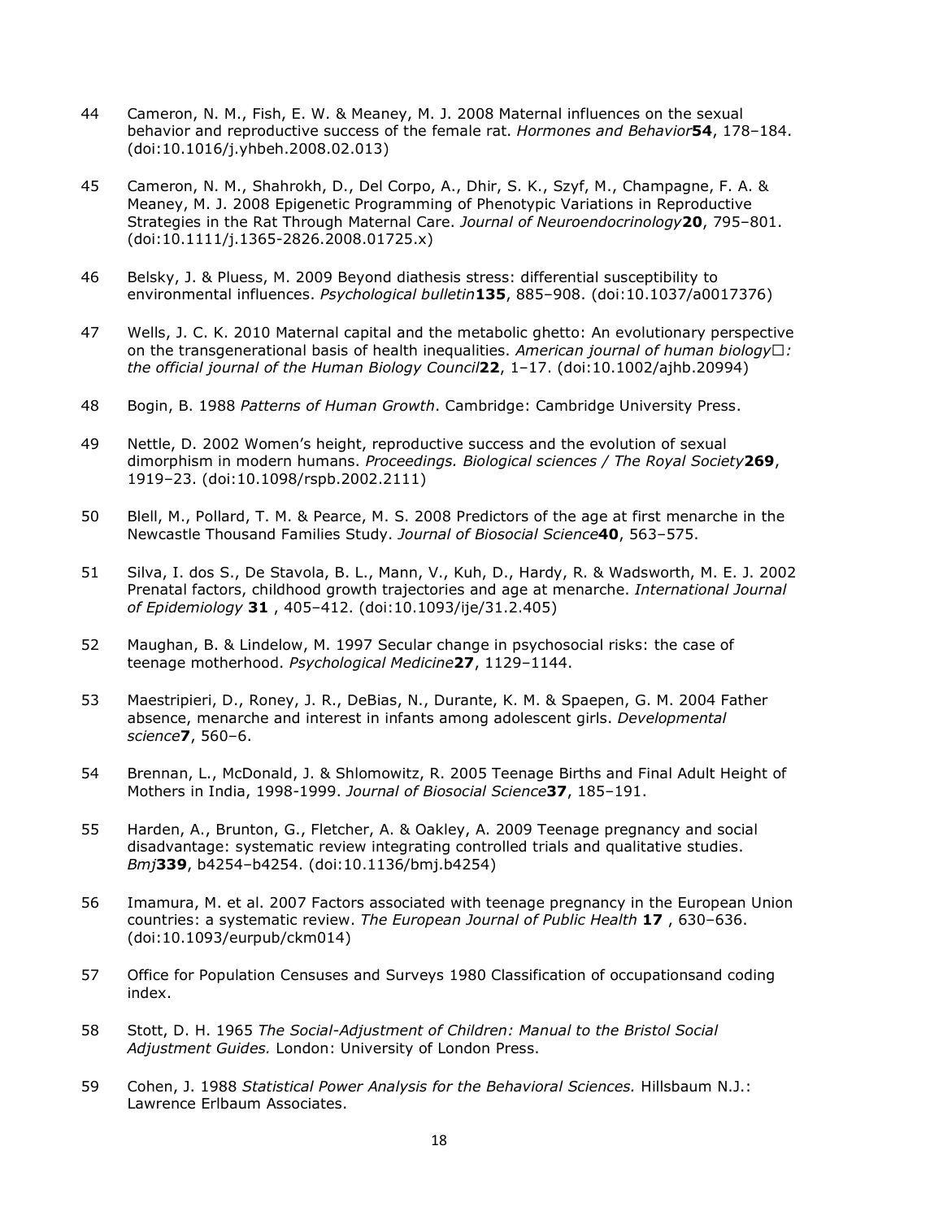44 Cameron, N. M., Fish, E. W. & Meaney, M. J. 2008 Maternal influences on the sexual behavior and reproductive success of the female rat. *Hormones and Behavior* **54**, 178–184. (doi:10.1016/j.yhbeh.2008.02.013)

45 Cameron, N. M., Shahrokh, D., Del Corpo, A., Dhir, S. K., Szyf, M., Champagne, F. A. & Meaney, M. J. 2008 Epigenetic Programming of Phenotypic Variations in Reproductive Strategies in the Rat Through Maternal Care. *Journal of Neuroendocrinology* **20**, 795–801. (doi:10.1111/j.1365-2826.2008.01725.x)

46 Belsky, J. & Pluess, M. 2009 Beyond diathesis stress: differential susceptibility to environmental influences. *Psychological bulletin* **135**, 885–908. (doi:10.1037/a0017376)

47 Wells, J. C. K. 2010 Maternal capital and the metabolic ghetto: An evolutionary perspective on the transgenerational basis of health inequalities. *American journal of human biology□: the official journal of the Human Biology Council* **22**, 1–17. (doi:10.1002/ajhb.20994)

48 Bogin, B. 1988 *Patterns of Human Growth*. Cambridge: Cambridge University Press.

49 Nettle, D. 2002 Women's height, reproductive success and the evolution of sexual dimorphism in modern humans. *Proceedings. Biological sciences / The Royal Society* **269**, 1919–23. (doi:10.1098/rspb.2002.2111)

50 Blell, M., Pollard, T. M. & Pearce, M. S. 2008 Predictors of the age at first menarche in the Newcastle Thousand Families Study. *Journal of Biosocial Science* **40**, 563–575.

51 Silva, I. dos S., De Stavola, B. L., Mann, V., Kuh, D., Hardy, R. & Wadsworth, M. E. J. 2002 Prenatal factors, childhood growth trajectories and age at menarche. *International Journal of Epidemiology* **31** , 405–412. (doi:10.1093/ije/31.2.405)

52 Maughan, B. & Lindelow, M. 1997 Secular change in psychosocial risks: the case of teenage motherhood. *Psychological Medicine* **27**, 1129–1144.

53 Maestripieri, D., Roney, J. R., DeBias, N., Durante, K. M. & Spaepen, G. M. 2004 Father absence, menarche and interest in infants among adolescent girls. *Developmental science* **7**, 560–6.

54 Brennan, L., McDonald, J. & Shlomowitz, R. 2005 Teenage Births and Final Adult Height of Mothers in India, 1998-1999. *Journal of Biosocial Science* **37**, 185–191.

55 Harden, A., Brunton, G., Fletcher, A. & Oakley, A. 2009 Teenage pregnancy and social disadvantage: systematic review integrating controlled trials and qualitative studies. *Bmj* **339**, b4254–b4254. (doi:10.1136/bmj.b4254)

56 Imamura, M. et al. 2007 Factors associated with teenage pregnancy in the European Union countries: a systematic review. *The European Journal of Public Health* **17** , 630–636. (doi:10.1093/eurpub/ckm014)

57 Office for Population Censuses and Surveys 1980 Classification of occupationsand coding index.

58 Stott, D. H. 1965 *The Social-Adjustment of Children: Manual to the Bristol Social Adjustment Guides.* London: University of London Press.

59 Cohen, J. 1988 *Statistical Power Analysis for the Behavioral Sciences.* Hillsbaum N.J.: Lawrence Erlbaum Associates.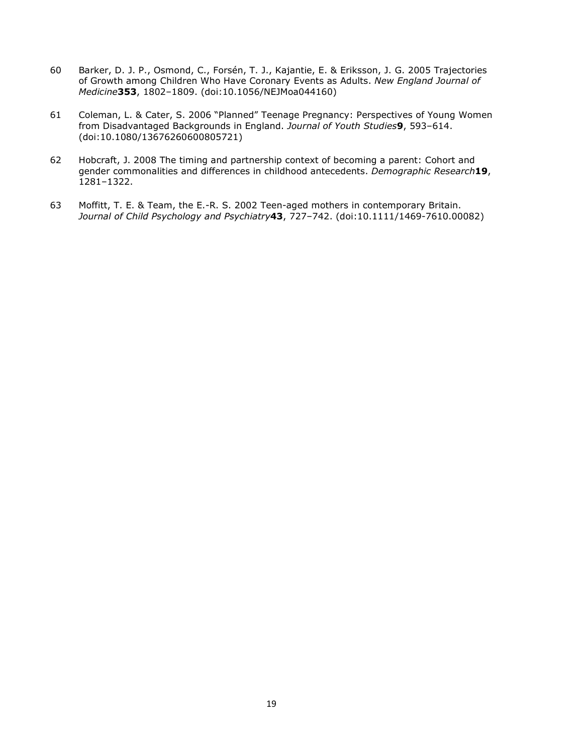60 Barker, D. J. P., Osmond, C., Forsén, T. J., Kajantie, E. & Eriksson, J. G. 2005 Trajectories of Growth among Children Who Have Coronary Events as Adults. *New England Journal of Medicine* **353**, 1802–1809. (doi:10.1056/NEJMoa044160)

61 Coleman, L. & Cater, S. 2006 "Planned" Teenage Pregnancy: Perspectives of Young Women from Disadvantaged Backgrounds in England. *Journal of Youth Studies* **9**, 593–614. (doi:10.1080/13676260600805721)

62 Hobcraft, J. 2008 The timing and partnership context of becoming a parent: Cohort and gender commonalities and differences in childhood antecedents. *Demographic Research* **19**, 1281–1322.

63 Moffitt, T. E. & Team, the E.-R. S. 2002 Teen-aged mothers in contemporary Britain. *Journal of Child Psychology and Psychiatry* **43**, 727–742. (doi:10.1111/1469-7610.00082)